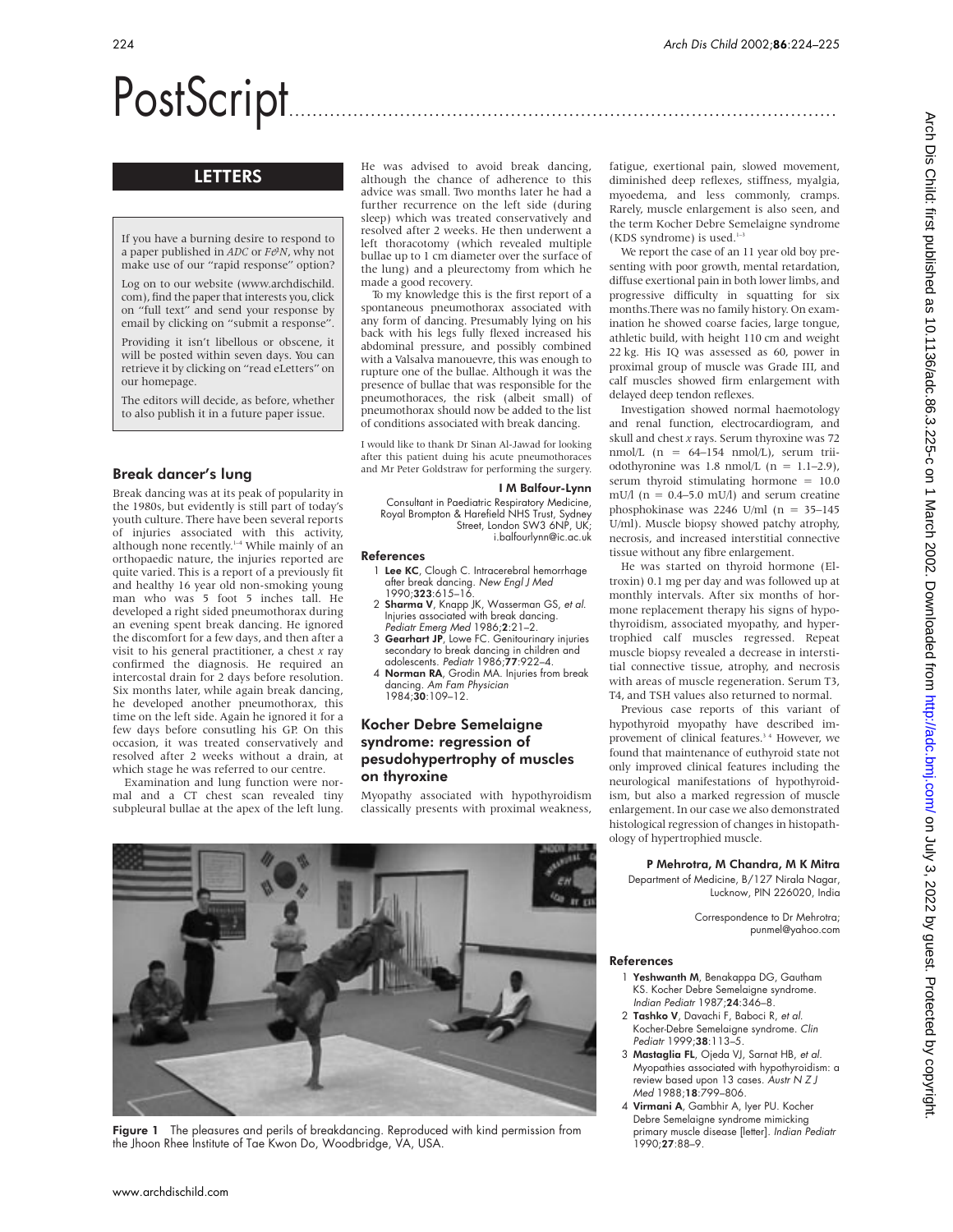# PostScript

## LETTERS

If you have a burning desire to respond to a paper published in *ADC* or *F&N*, why not make use of our "rapid response" option?

Log on to our website (www.archdischild.com), find the paper that interests you, click on "full text" and send your response by email by clicking on "submit a response".

Providing it isn't libellous or obscene, it will be posted within seven days. You can retrieve it by clicking on "read eLetters" on our homepage.

The editors will decide, as before, whether to also publish it in a future paper issue.

### Break dancer's lung

Break dancing was at its peak of popularity in the 1980s, but evidently is still part of today's youth culture. There have been several reports of injuries associated with this activity, although none recently.[1–4] While mainly of an orthopaedic nature, the injuries reported are quite varied. This is a report of a previously fit and healthy 16 year old non-smoking young man who was 5 foot 5 inches tall. He developed a right sided pneumothorax during an evening spent break dancing. He ignored the discomfort for a few days, and then after a visit to his general practitioner, a chest *x* ray confirmed the diagnosis. He required an intercostal drain for 2 days before resolution. Six months later, while again break dancing, he developed another pneumothorax, this time on the left side. Again he ignored it for a few days before consulting his GP. On this occasion, it was treated conservatively and resolved after 2 weeks without a drain, at which stage he was referred to our centre.

Examination and lung function were normal and a CT chest scan revealed tiny subpleural bullae at the apex of the left lung. He was advised to avoid break dancing, although the chance of adherence to this advice was small. Two months later he had a further recurrence on the left side (during sleep) which was treated conservatively and resolved after 2 weeks. He then underwent a left thoracotomy (which revealed multiple bullae up to 1 cm diameter over the surface of the lung) and a pleurectomy from which he made a good recovery.

To my knowledge this is the first report of a spontaneous pneumothorax associated with any form of dancing. Presumably lying on his back with his legs fully flexed increased his abdominal pressure, and possibly combined with a Valsalva manouevre, this was enough to rupture one of the bullae. Although it was the presence of bullae that was responsible for the pneumothoraces, the risk (albeit small) of pneumothorax should now be added to the list of conditions associated with break dancing.

I would like to thank Dr Sinan Al-Jawad for looking after this patient during his acute pneumothoraces and Mr Peter Goldstraw for performing the surgery.

**I M Balfour-Lynn**
Consultant in Paediatric Respiratory Medicine, Royal Brompton & Harefield NHS Trust, Sydney Street, London SW3 6NP, UK; i.balfourlynn@ic.ac.uk

#### References

1. **Lee KC**, Clough C. Intracerebral hemorrhage after break dancing. *New Engl J Med* 1990;**323**:615–16.
2. **Sharma V**, Knapp JK, Wasserman GS, *et al.* Injuries associated with break dancing. *Pediatr Emerg Med* 1986;**2**:21–2.
3. **Gearhart JP**, Lowe FC. Genitourinary injuries secondary to break dancing in children and adolescents. *Pediatr* 1986;**77**:922–4.
4. **Norman RA**, Grodin MA. Injuries from break dancing. *Am Fam Physician* 1984;**30**:109–12.

Figure 1 The pleasures and perils of breakdancing. Reproduced with kind permission from the Jhoon Rhee Institute of Tae Kwon Do, Woodbridge, VA, USA.

### Kocher Debre Semelaigne syndrome: regression of pesudohypertrophy of muscles on thyroxine

Myopathy associated with hypothyroidism classically presents with proximal weakness, fatigue, exertional pain, slowed movement, diminished deep reflexes, stiffness, myalgia, myoedema, and less commonly, cramps. Rarely, muscle enlargement is also seen, and the term Kocher Debre Semelaigne syndrome (KDS syndrome) is used.[1–3]

We report the case of an 11 year old boy presenting with poor growth, mental retardation, diffuse exertional pain in both lower limbs, and progressive difficulty in squatting for six months.There was no family history. On examination he showed coarse facies, large tongue, athletic build, with height 110 cm and weight 22 kg. His IQ was assessed as 60, power in proximal group of muscle was Grade III, and calf muscles showed firm enlargement with delayed deep tendon reflexes.

Investigation showed normal haematology and renal function, electrocardiogram, and skull and chest *x* rays. Serum thyroxine was 72 nmol/L (n = 64–154 nmol/L), serum triiodothyronine was 1.8 nmol/L (n = 1.1–2.9), serum thyroid stimulating hormone = 10.0 mU/l (n = 0.4–5.0 mU/l) and serum creatine phosphokinase was 2246 U/ml (n = 35–145 U/ml). Muscle biopsy showed patchy atrophy, necrosis, and increased interstitial connective tissue without any fibre enlargement.

He was started on thyroid hormone (Eltroxin) 0.1 mg per day and was followed up at monthly intervals. After six months of hormone replacement therapy his signs of hypothyroidism, associated myopathy, and hypertrophied calf muscles regressed. Repeat muscle biopsy revealed a decrease in interstitial connective tissue, atrophy, and necrosis with areas of muscle regeneration. Serum T3, T4, and TSH values also returned to normal.

Previous case reports of this variant of hypothyroid myopathy have described improvement of clinical features.[3,4] However, we found that maintenance of euthyroid state not only improved clinical features including the neurological manifestations of hypothyroidism, but also a marked regression of muscle enlargement. In our case we also demonstrated histological regression of changes in histopathology of hypertrophied muscle.

**P Mehrotra, M Chandra, M K Mitra**
Department of Medicine, B/127 Nirala Nagar, Lucknow, PIN 226020, India

Correspondence to Dr Mehrotra; punmel@yahoo.com

#### References

1. **Yeshwanth M**, Benakappa DG, Gautham KS. Kocher Debre Semelaigne syndrome. *Indian Pediatr* 1987;**24**:346–8.
2. **Tashko V**, Davachi F, Baboci R, *et al.* Kocher-Debre Semelaigne syndrome. *Clin Pediatr* 1999;**38**:113–5.
3. **Mastaglia FL**, Ojeda VJ, Sarnat HB, *et al.* Myopathies associated with hypothyroidism: a review based upon 13 cases. *Austr N Z J Med* 1988;**18**:799–806.
4. **Virmani A**, Gambhir A, Iyer PU. Kocher Debre Semelaigne syndrome mimicking primary muscle disease [letter]. *Indian Pediatr* 1990;**27**:88–9.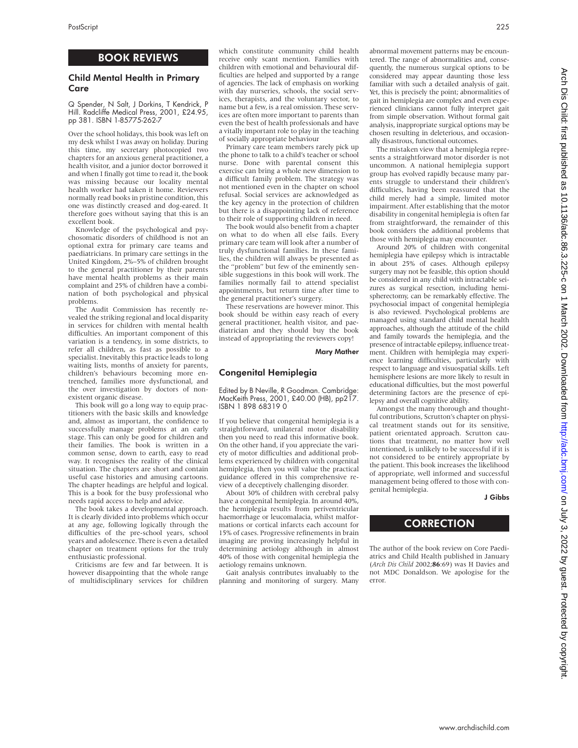## BOOK REVIEWS

### Child Mental Health in Primary Care

Q Spender, N Salt, J Dorkins, T Kendrick, P Hill. Radcliffe Medical Press, 2001, £24.95, pp 381. ISBN 1-85775-262-7

Over the school holidays, this book was left on my desk whilst I was away on holiday. During this time, my secretary photocopied two chapters for an anxious general practitioner, a health visitor, and a junior doctor borrowed it and when I finally got time to read it, the book was missing because our locality mental health worker had taken it home. Reviewers normally read books in pristine condition, this one was distinctly creased and dog-eared. It therefore goes without saying that this is an excellent book.

Knowledge of the psychological and psychosomatic disorders of childhood is not an optional extra for primary care teams and paediatricians. In primary care settings in the United Kingdom, 2%–5% of children brought to the general practitioner by their parents have mental health problems as their main complaint and 25% of children have a combination of both psychological and physical problems.

The Audit Commission has recently revealed the striking regional and local disparity in services for children with mental health difficulties. An important component of this variation is a tendency, in some districts, to refer all children, as fast as possible to a specialist. Inevitably this practice leads to long waiting lists, months of anxiety for parents, children's behaviours becoming more entrenched, families more dysfunctional, and the over investigation by doctors of non-existent organic disease.

This book will go a long way to equip practitioners with the basic skills and knowledge and, almost as important, the confidence to successfully manage problems at an early stage. This can only be good for children and their families. The book is written in a common sense, down to earth, easy to read way. It recognises the reality of the clinical situation. The chapters are short and contain useful case histories and amusing cartoons. The chapter headings are helpful and logical. This is a book for the busy professional who needs rapid access to help and advice.

The book takes a developmental approach. It is clearly divided into problems which occur at any age, following logically through the difficulties of the pre-school years, school years and adolescence. There is even a detailed chapter on treatment options for the truly enthusiastic professional.

Criticisms are few and far between. It is however disappointing that the whole range of multidisciplinary services for children which constitute community child health receive only scant mention. Families with children with emotional and behavioural difficulties are helped and supported by a range of agencies. The lack of emphasis on working with day nurseries, schools, the social services, therapists, and the voluntary sector, to name but a few, is a real omission. These services are often more important to parents than even the best of health professionals and have a vitally important role to play in the teaching of socially appropriate behaviour

Primary care team members rarely pick up the phone to talk to a child's teacher or school nurse. Done with parental consent this exercise can bring a whole new dimension to a difficult family problem. The strategy was not mentioned even in the chapter on school refusal. Social services are acknowledged as the key agency in the protection of children but there is a disappointing lack of reference to their role of supporting children in need.

The book would also benefit from a chapter on what to do when all else fails. Every primary care team will look after a number of truly dysfunctional families. In these families, the children will always be presented as the "problem" but few of the eminently sensible suggestions in this book will work. The families normally fail to attend specialist appointments, but return time after time to the general practitioner's surgery.

These reservations are however minor. This book should be within easy reach of every general practitioner, health visitor, and paediatrician and they should buy the book instead of appropriating the reviewers copy!

**Mary Mather**

### Congenital Hemiplegia

Edited by B Neville, R Goodman. Cambridge: MacKeith Press, 2001, £40.00 (HB), pp217. ISBN 1 898 68319 0

If you believe that congenital hemiplegia is a straightforward, unilateral motor disability then you need to read this informative book. On the other hand, if you appreciate the variety of motor difficulties and additional problems experienced by children with congenital hemiplegia, then you will value the practical guidance offered in this comprehensive review of a deceptively challenging disorder.

About 30% of children with cerebral palsy have a congenital hemiplegia. In around 40%, the hemiplegia results from periventricular haemorrhage or leucomalacia, whilst malformations or cortical infarcts each account for 15% of cases. Progressive refinements in brain imaging are proving increasingly helpful in determining aetiology although in almost 40% of those with congenital hemiplegia the aetiology remains unknown.

Gait analysis contributes invaluably to the planning and monitoring of surgery. Many abnormal movement patterns may be encountered. The range of abnormalities and, consequently, the numerous surgical options to be considered may appear daunting those less familiar with such a detailed analysis of gait. Yet, this is precisely the point; abnormalities of gait in hemiplegia are complex and even experienced clinicians cannot fully interpret gait from simple observation. Without formal gait analysis, inappropriate surgical options may be chosen resulting in deleterious, and occasionally disastrous, functional outcomes.

The mistaken view that a hemiplegia represents a straightforward motor disorder is not uncommon. A national hemiplegia support group has evolved rapidly because many parents struggle to understand their children's difficulties, having been reassured that the child merely had a simple, limited motor impairment. After establishing that the motor disability in congenital hemiplegia is often far from straightforward, the remainder of this book considers the additional problems that those with hemiplegia may encounter.

Around 20% of children with congenital hemiplegia have epilepsy which is intractable in about 25% of cases. Although epilepsy surgery may not be feasible, this option should be considered in any child with intractable seizures as surgical resection, including hemispherectomy, can be remarkably effective. The psychosocial impact of congenital hemiplegia is also reviewed. Psychological problems are managed using standard child mental health approaches, although the attitude of the child and family towards the hemiplegia, and the presence of intractable epilepsy, influence treatment. Children with hemiplegia may experience learning difficulties, particularly with respect to language and visuospatial skills. Left hemisphere lesions are more likely to result in educational difficulties, but the most powerful determining factors are the presence of epilepsy and overall cognitive ability.

Amongst the many thorough and thoughtful contributions, Scrutton's chapter on physical treatment stands out for its sensitive, patient orientated approach. Scrutton cautions that treatment, no matter how well intentioned, is unlikely to be successful if it is not considered to be entirely appropriate by the patient. This book increases the likelihood of appropriate, well informed and successful management being offered to those with congenital hemiplegia.

**J Gibbs**

## CORRECTION

The author of the book review on Core Paediatrics and Child Health published in January (*Arch Dis Child* 2002;**86**:69) was H Davies and not MDC Donaldson. We apologise for the error.